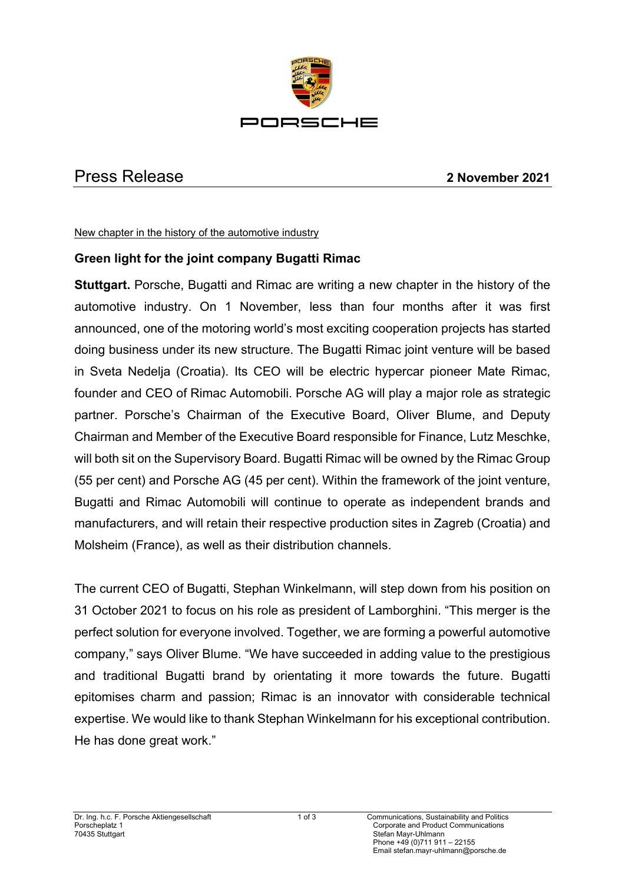PORSCHE

# Press Release

**2 November 2021**

New chapter in the history of the automotive industry

## Green light for the joint company Bugatti Rimac

**Stuttgart.** Porsche, Bugatti and Rimac are writing a new chapter in the history of the automotive industry. On 1 November, less than four months after it was first announced, one of the motoring world's most exciting cooperation projects has started doing business under its new structure. The Bugatti Rimac joint venture will be based in Sveta Nedelja (Croatia). Its CEO will be electric hypercar pioneer Mate Rimac, founder and CEO of Rimac Automobili. Porsche AG will play a major role as strategic partner. Porsche's Chairman of the Executive Board, Oliver Blume, and Deputy Chairman and Member of the Executive Board responsible for Finance, Lutz Meschke, will both sit on the Supervisory Board. Bugatti Rimac will be owned by the Rimac Group (55 per cent) and Porsche AG (45 per cent). Within the framework of the joint venture, Bugatti and Rimac Automobili will continue to operate as independent brands and manufacturers, and will retain their respective production sites in Zagreb (Croatia) and Molsheim (France), as well as their distribution channels.

The current CEO of Bugatti, Stephan Winkelmann, will step down from his position on 31 October 2021 to focus on his role as president of Lamborghini. "This merger is the perfect solution for everyone involved. Together, we are forming a powerful automotive company," says Oliver Blume. "We have succeeded in adding value to the prestigious and traditional Bugatti brand by orientating it more towards the future. Bugatti epitomises charm and passion; Rimac is an innovator with considerable technical expertise. We would like to thank Stephan Winkelmann for his exceptional contribution. He has done great work."

Dr. Ing. h.c. F. Porsche Aktiengesellschaft
Porscheplatz 1
70435 Stuttgart

Communications, Sustainability and Politics
Corporate and Product Communications
Stefan Mayr-Uhlmann
Phone +49 (0)711 911 – 22155
Email stefan.mayr-uhlmann@porsche.de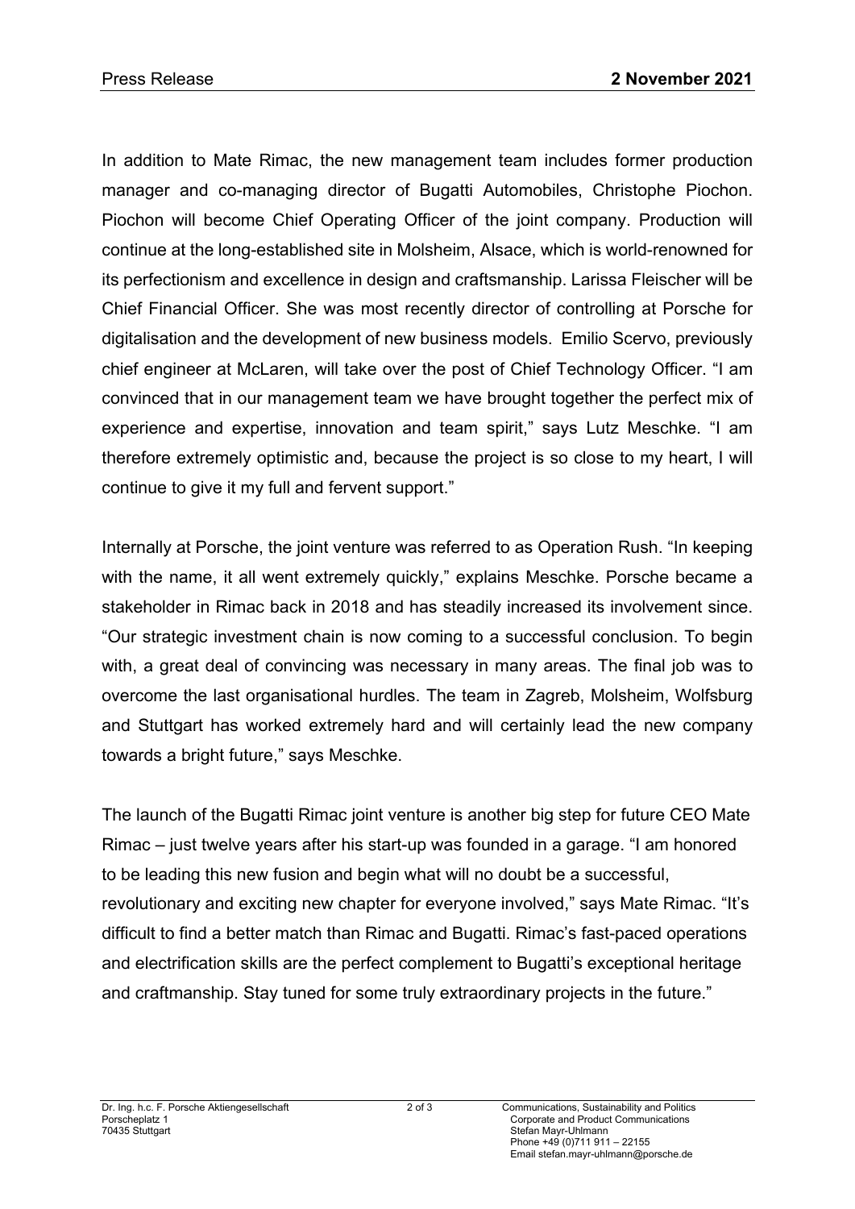In addition to Mate Rimac, the new management team includes former production manager and co-managing director of Bugatti Automobiles, Christophe Piochon. Piochon will become Chief Operating Officer of the joint company. Production will continue at the long-established site in Molsheim, Alsace, which is world-renowned for its perfectionism and excellence in design and craftsmanship. Larissa Fleischer will be Chief Financial Officer. She was most recently director of controlling at Porsche for digitalisation and the development of new business models. Emilio Scervo, previously chief engineer at McLaren, will take over the post of Chief Technology Officer. "I am convinced that in our management team we have brought together the perfect mix of experience and expertise, innovation and team spirit," says Lutz Meschke. "I am therefore extremely optimistic and, because the project is so close to my heart, I will continue to give it my full and fervent support."

Internally at Porsche, the joint venture was referred to as Operation Rush. "In keeping with the name, it all went extremely quickly," explains Meschke. Porsche became a stakeholder in Rimac back in 2018 and has steadily increased its involvement since. "Our strategic investment chain is now coming to a successful conclusion. To begin with, a great deal of convincing was necessary in many areas. The final job was to overcome the last organisational hurdles. The team in Zagreb, Molsheim, Wolfsburg and Stuttgart has worked extremely hard and will certainly lead the new company towards a bright future," says Meschke.

The launch of the Bugatti Rimac joint venture is another big step for future CEO Mate Rimac – just twelve years after his start-up was founded in a garage. "I am honored to be leading this new fusion and begin what will no doubt be a successful, revolutionary and exciting new chapter for everyone involved," says Mate Rimac. "It's difficult to find a better match than Rimac and Bugatti. Rimac's fast-paced operations and electrification skills are the perfect complement to Bugatti's exceptional heritage and craftsmanship. Stay tuned for some truly extraordinary projects in the future."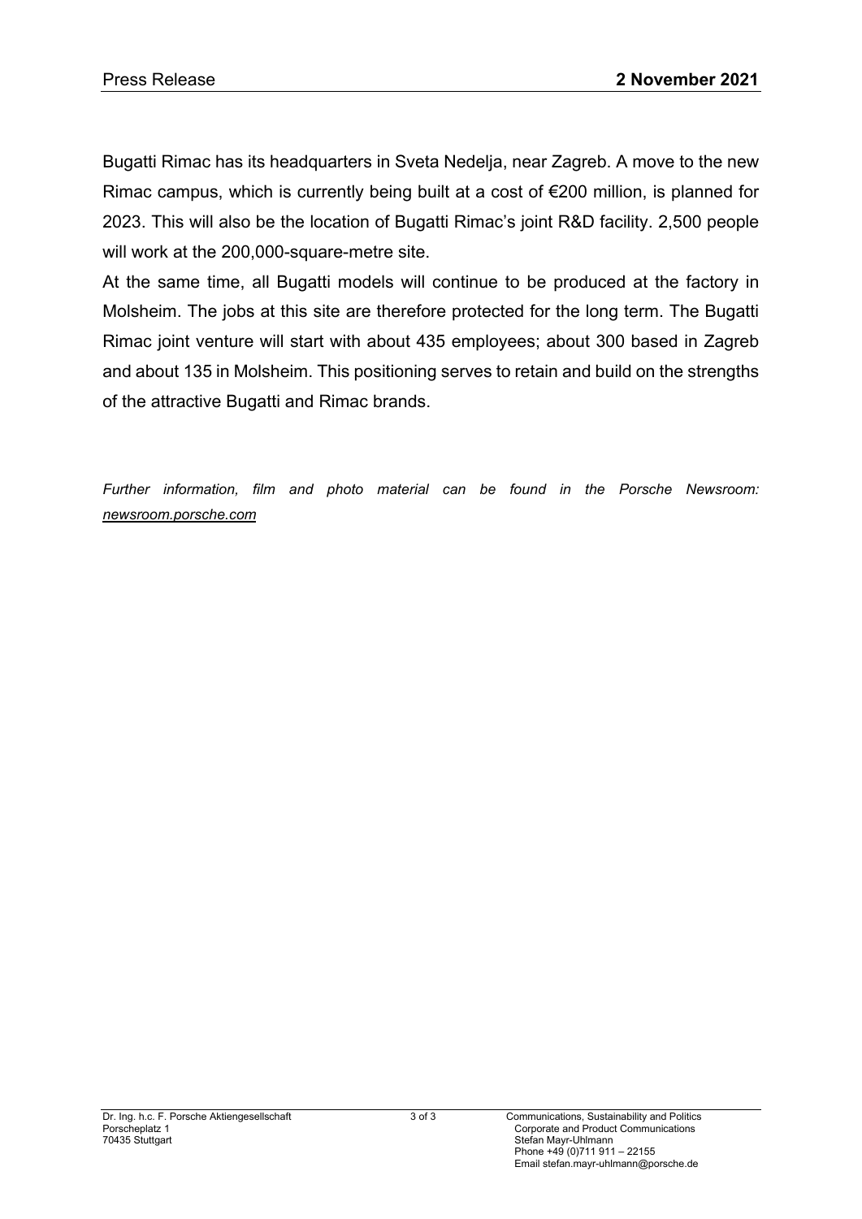Bugatti Rimac has its headquarters in Sveta Nedelja, near Zagreb. A move to the new Rimac campus, which is currently being built at a cost of €200 million, is planned for 2023. This will also be the location of Bugatti Rimac's joint R&D facility. 2,500 people will work at the 200,000-square-metre site.

At the same time, all Bugatti models will continue to be produced at the factory in Molsheim. The jobs at this site are therefore protected for the long term. The Bugatti Rimac joint venture will start with about 435 employees; about 300 based in Zagreb and about 135 in Molsheim. This positioning serves to retain and build on the strengths of the attractive Bugatti and Rimac brands.

*Further information, film and photo material can be found in the Porsche Newsroom: newsroom.porsche.com*